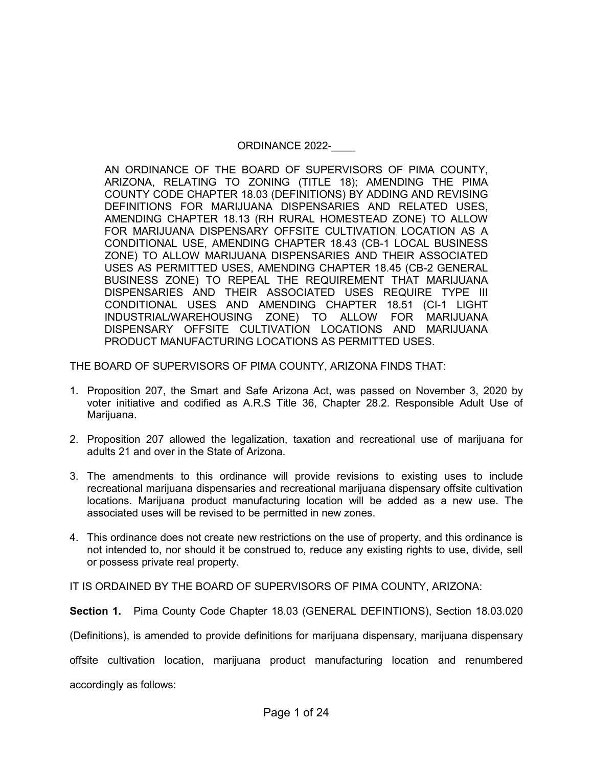# ORDINANCE 2022-____

AN ORDINANCE OF THE BOARD OF SUPERVISORS OF PIMA COUNTY, ARIZONA, RELATING TO ZONING (TITLE 18); AMENDING THE PIMA COUNTY CODE CHAPTER 18.03 (DEFINITIONS) BY ADDING AND REVISING DEFINITIONS FOR MARIJUANA DISPENSARIES AND RELATED USES, AMENDING CHAPTER 18.13 (RH RURAL HOMESTEAD ZONE) TO ALLOW FOR MARIJUANA DISPENSARY OFFSITE CULTIVATION LOCATION AS A CONDITIONAL USE, AMENDING CHAPTER 18.43 (CB-1 LOCAL BUSINESS ZONE) TO ALLOW MARIJUANA DISPENSARIES AND THEIR ASSOCIATED USES AS PERMITTED USES, AMENDING CHAPTER 18.45 (CB-2 GENERAL BUSINESS ZONE) TO REPEAL THE REQUIREMENT THAT MARIJUANA DISPENSARIES AND THEIR ASSOCIATED USES REQUIRE TYPE III CONDITIONAL USES AND AMENDING CHAPTER 18.51 (CI-1 LIGHT INDUSTRIAL/WAREHOUSING ZONE) TO ALLOW FOR MARIJUANA DISPENSARY OFFSITE CULTIVATION LOCATIONS AND MARIJUANA PRODUCT MANUFACTURING LOCATIONS AS PERMITTED USES.

THE BOARD OF SUPERVISORS OF PIMA COUNTY, ARIZONA FINDS THAT:

1. Proposition 207, the Smart and Safe Arizona Act, was passed on November 3, 2020 by voter initiative and codified as A.R.S Title 36, Chapter 28.2. Responsible Adult Use of Marijuana.
2. Proposition 207 allowed the legalization, taxation and recreational use of marijuana for adults 21 and over in the State of Arizona.
3. The amendments to this ordinance will provide revisions to existing uses to include recreational marijuana dispensaries and recreational marijuana dispensary offsite cultivation locations. Marijuana product manufacturing location will be added as a new use. The associated uses will be revised to be permitted in new zones.
4. This ordinance does not create new restrictions on the use of property, and this ordinance is not intended to, nor should it be construed to, reduce any existing rights to use, divide, sell or possess private real property.

IT IS ORDAINED BY THE BOARD OF SUPERVISORS OF PIMA COUNTY, ARIZONA:

**Section 1.** Pima County Code Chapter 18.03 (GENERAL DEFINTIONS), Section 18.03.020 (Definitions), is amended to provide definitions for marijuana dispensary, marijuana dispensary offsite cultivation location, marijuana product manufacturing location and renumbered accordingly as follows: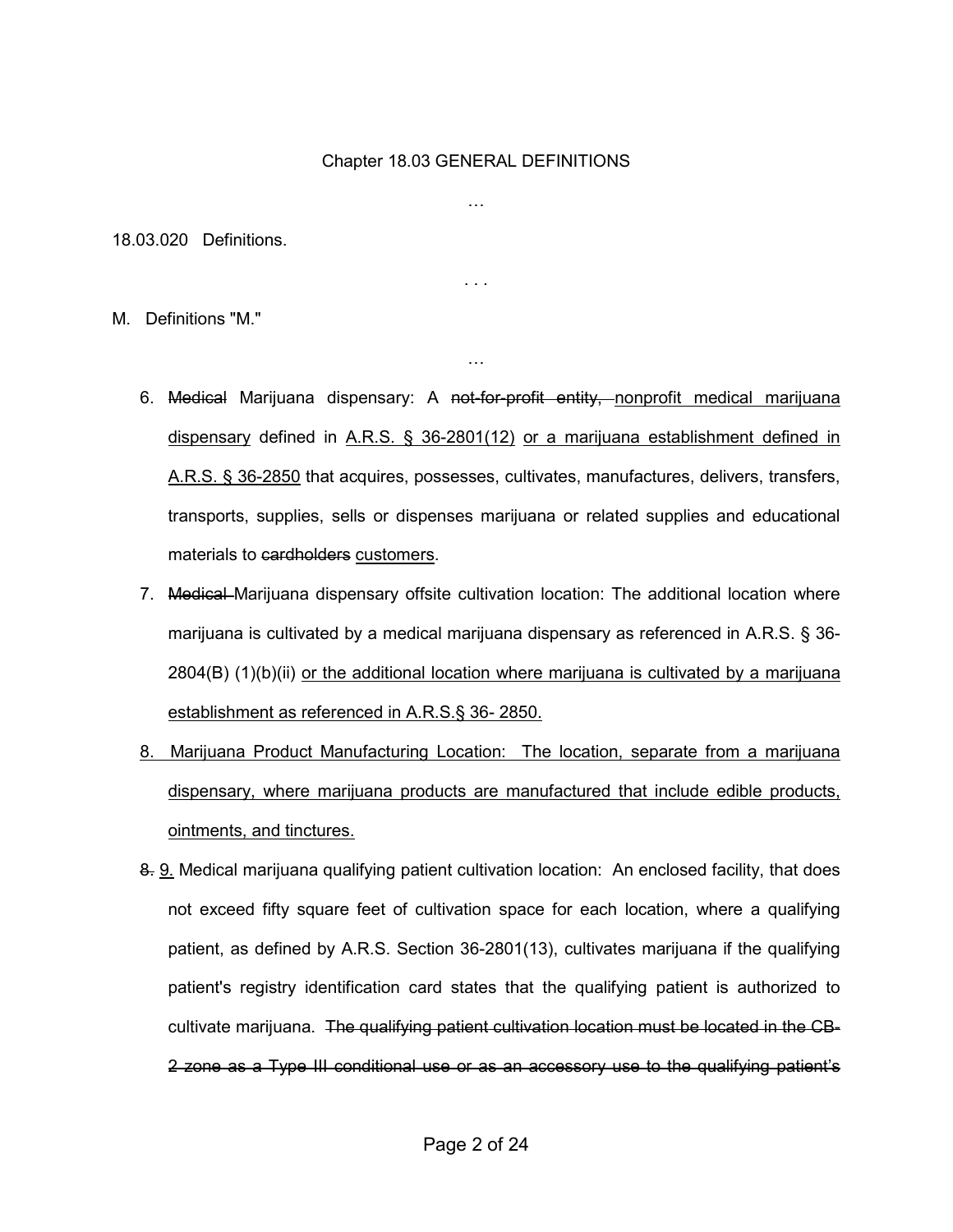Chapter 18.03 GENERAL DEFINITIONS

…

18.03.020 Definitions.

. . .

M. Definitions "M."

…

6. ~~Medical~~ Marijuana dispensary: A ~~not-for-profit entity,~~ <u>nonprofit medical marijuana dispensary</u> defined in <u>A.R.S. § 36-2801(12)</u> <u>or a marijuana establishment defined in A.R.S. § 36-2850</u> that acquires, possesses, cultivates, manufactures, delivers, transfers, transports, supplies, sells or dispenses marijuana or related supplies and educational materials to ~~cardholders~~ <u>customers</u>.
7. ~~Medical~~ Marijuana dispensary offsite cultivation location: The additional location where marijuana is cultivated by a medical marijuana dispensary as referenced in A.R.S. § 36-2804(B) (1)(b)(ii) <u>or the additional location where marijuana is cultivated by a marijuana establishment as referenced in A.R.S.§ 36- 2850.</u>
8. <u>Marijuana Product Manufacturing Location: The location, separate from a marijuana dispensary, where marijuana products are manufactured that include edible products, ointments, and tinctures.</u>

~~8.~~ <u>9.</u> Medical marijuana qualifying patient cultivation location: An enclosed facility, that does not exceed fifty square feet of cultivation space for each location, where a qualifying patient, as defined by A.R.S. Section 36-2801(13), cultivates marijuana if the qualifying patient's registry identification card states that the qualifying patient is authorized to cultivate marijuana. ~~The qualifying patient cultivation location must be located in the CB-2 zone as a Type III conditional use or as an accessory use to the qualifying patient's~~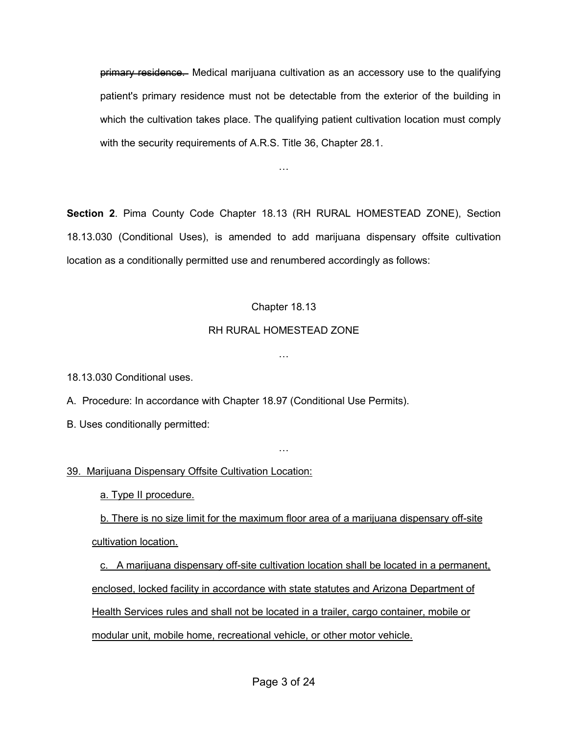~~primary residence.~~ Medical marijuana cultivation as an accessory use to the qualifying patient's primary residence must not be detectable from the exterior of the building in which the cultivation takes place. The qualifying patient cultivation location must comply with the security requirements of A.R.S. Title 36, Chapter 28.1.

…

**Section 2**. Pima County Code Chapter 18.13 (RH RURAL HOMESTEAD ZONE), Section 18.13.030 (Conditional Uses), is amended to add marijuana dispensary offsite cultivation location as a conditionally permitted use and renumbered accordingly as follows:

Chapter 18.13

RH RURAL HOMESTEAD ZONE

…

18.13.030 Conditional uses.

A. Procedure: In accordance with Chapter 18.97 (Conditional Use Permits).

B. Uses conditionally permitted:

…

<u>39. Marijuana Dispensary Offsite Cultivation Location:</u>

<u>a. Type II procedure.</u>

<u>b. There is no size limit for the maximum floor area of a marijuana dispensary off-site cultivation location.</u>

<u>c. A marijuana dispensary off-site cultivation location shall be located in a permanent, enclosed, locked facility in accordance with state statutes and Arizona Department of Health Services rules and shall not be located in a trailer, cargo container, mobile or modular unit, mobile home, recreational vehicle, or other motor vehicle.</u>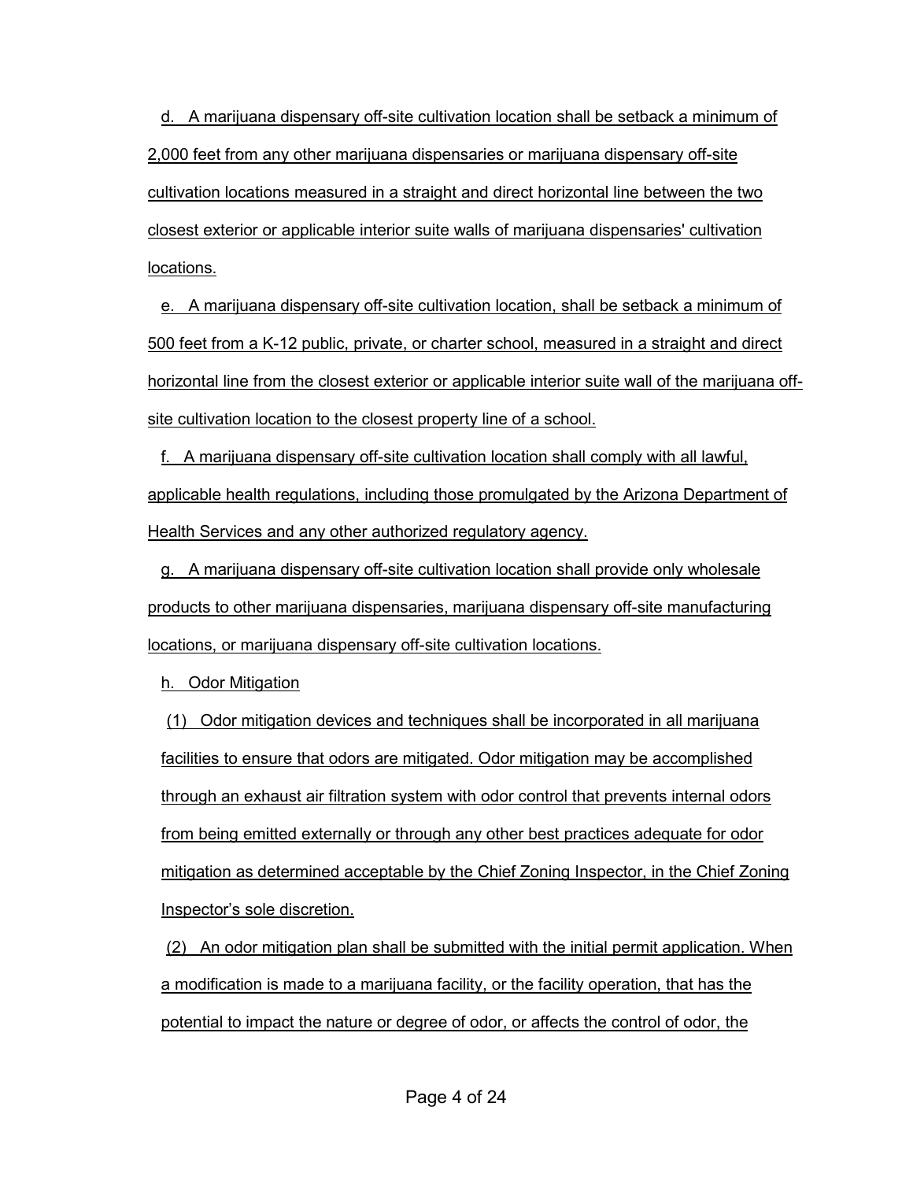d. A marijuana dispensary off-site cultivation location shall be setback a minimum of 2,000 feet from any other marijuana dispensaries or marijuana dispensary off-site cultivation locations measured in a straight and direct horizontal line between the two closest exterior or applicable interior suite walls of marijuana dispensaries' cultivation locations.

e. A marijuana dispensary off-site cultivation location, shall be setback a minimum of 500 feet from a K-12 public, private, or charter school, measured in a straight and direct horizontal line from the closest exterior or applicable interior suite wall of the marijuana off-site cultivation location to the closest property line of a school.

f. A marijuana dispensary off-site cultivation location shall comply with all lawful, applicable health regulations, including those promulgated by the Arizona Department of Health Services and any other authorized regulatory agency.

g. A marijuana dispensary off-site cultivation location shall provide only wholesale products to other marijuana dispensaries, marijuana dispensary off-site manufacturing locations, or marijuana dispensary off-site cultivation locations.

h. Odor Mitigation

(1) Odor mitigation devices and techniques shall be incorporated in all marijuana facilities to ensure that odors are mitigated. Odor mitigation may be accomplished through an exhaust air filtration system with odor control that prevents internal odors from being emitted externally or through any other best practices adequate for odor mitigation as determined acceptable by the Chief Zoning Inspector, in the Chief Zoning Inspector's sole discretion.

(2) An odor mitigation plan shall be submitted with the initial permit application. When a modification is made to a marijuana facility, or the facility operation, that has the potential to impact the nature or degree of odor, or affects the control of odor, the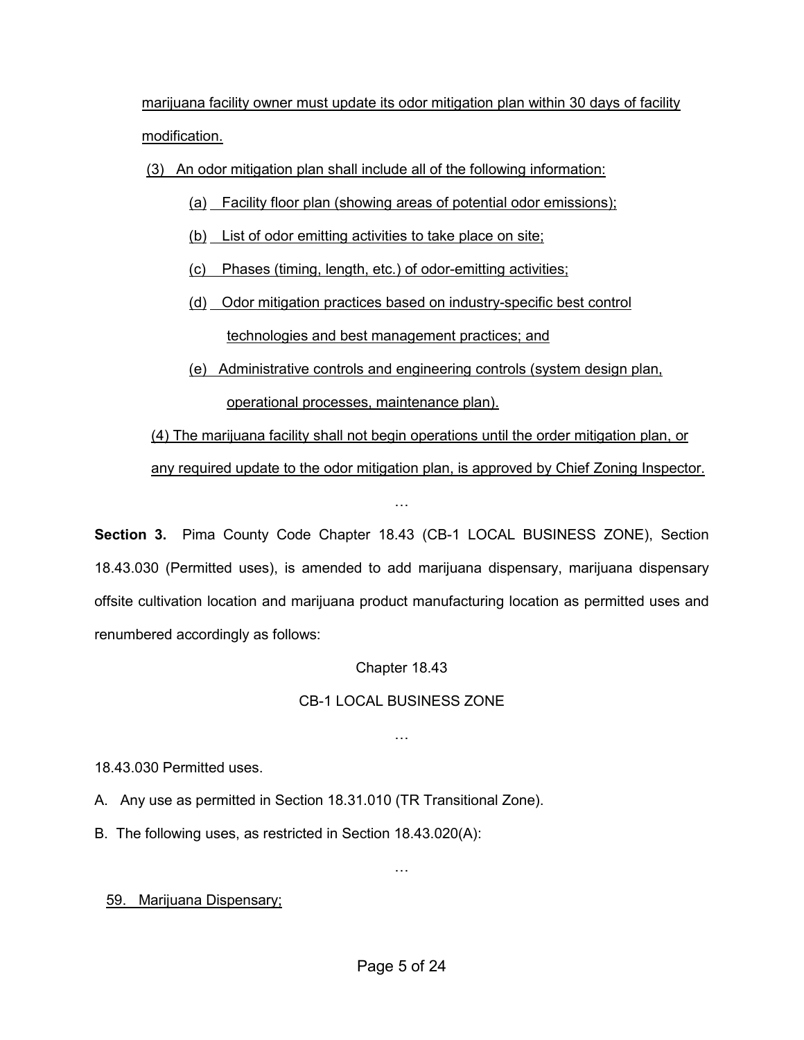marijuana facility owner must update its odor mitigation plan within 30 days of facility modification.

(3) An odor mitigation plan shall include all of the following information:

(a) Facility floor plan (showing areas of potential odor emissions);

(b) List of odor emitting activities to take place on site;

(c) Phases (timing, length, etc.) of odor-emitting activities;

(d) Odor mitigation practices based on industry-specific best control technologies and best management practices; and

(e) Administrative controls and engineering controls (system design plan, operational processes, maintenance plan).

(4) The marijuana facility shall not begin operations until the order mitigation plan, or any required update to the odor mitigation plan, is approved by Chief Zoning Inspector.

…

**Section 3.** Pima County Code Chapter 18.43 (CB-1 LOCAL BUSINESS ZONE), Section 18.43.030 (Permitted uses), is amended to add marijuana dispensary, marijuana dispensary offsite cultivation location and marijuana product manufacturing location as permitted uses and renumbered accordingly as follows:

Chapter 18.43

CB-1 LOCAL BUSINESS ZONE

…

18.43.030 Permitted uses.

A. Any use as permitted in Section 18.31.010 (TR Transitional Zone).

B. The following uses, as restricted in Section 18.43.020(A):

…

59. Marijuana Dispensary;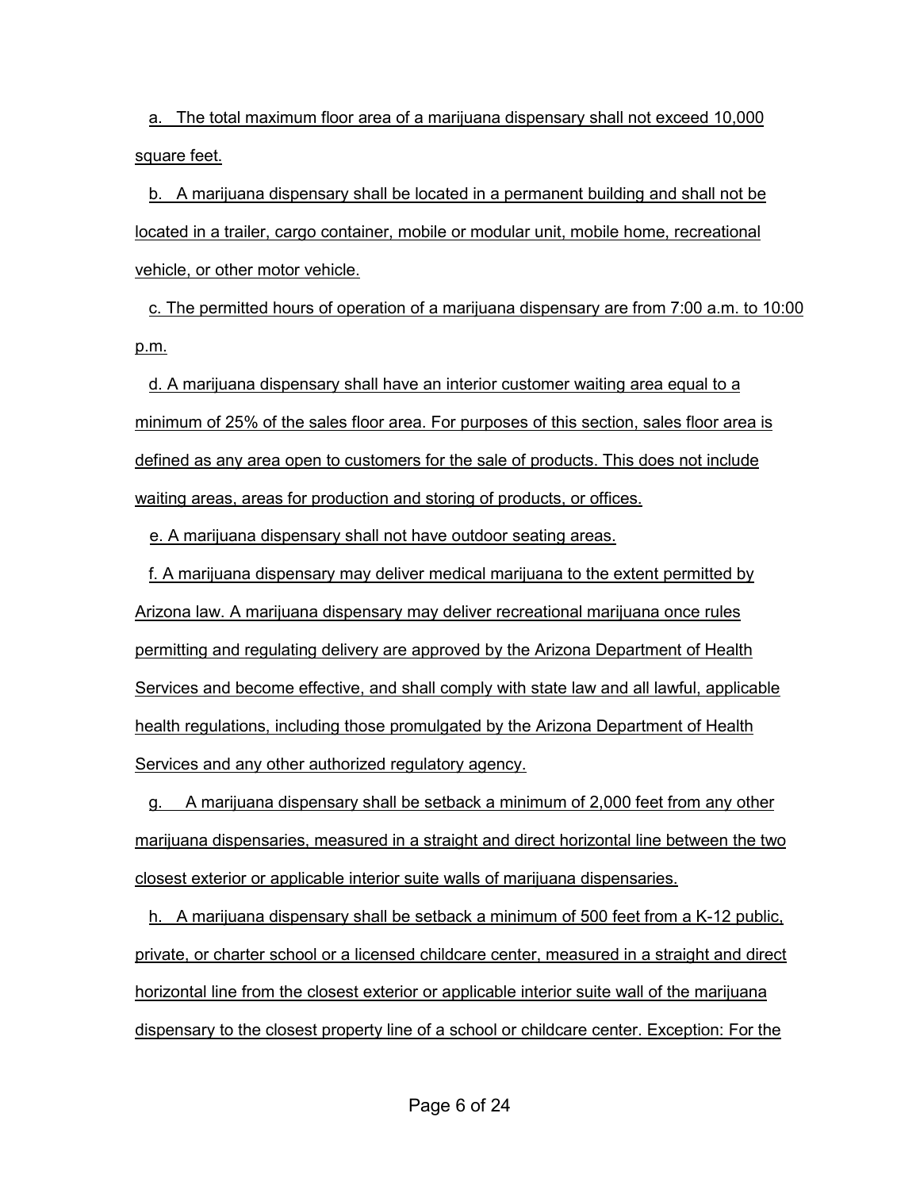a. The total maximum floor area of a marijuana dispensary shall not exceed 10,000 square feet.

b. A marijuana dispensary shall be located in a permanent building and shall not be located in a trailer, cargo container, mobile or modular unit, mobile home, recreational vehicle, or other motor vehicle.

c. The permitted hours of operation of a marijuana dispensary are from 7:00 a.m. to 10:00 p.m.

d. A marijuana dispensary shall have an interior customer waiting area equal to a minimum of 25% of the sales floor area. For purposes of this section, sales floor area is defined as any area open to customers for the sale of products. This does not include waiting areas, areas for production and storing of products, or offices.

e. A marijuana dispensary shall not have outdoor seating areas.

f. A marijuana dispensary may deliver medical marijuana to the extent permitted by Arizona law. A marijuana dispensary may deliver recreational marijuana once rules permitting and regulating delivery are approved by the Arizona Department of Health Services and become effective, and shall comply with state law and all lawful, applicable health regulations, including those promulgated by the Arizona Department of Health Services and any other authorized regulatory agency.

g. A marijuana dispensary shall be setback a minimum of 2,000 feet from any other marijuana dispensaries, measured in a straight and direct horizontal line between the two closest exterior or applicable interior suite walls of marijuana dispensaries.

h. A marijuana dispensary shall be setback a minimum of 500 feet from a K-12 public, private, or charter school or a licensed childcare center, measured in a straight and direct horizontal line from the closest exterior or applicable interior suite wall of the marijuana dispensary to the closest property line of a school or childcare center. Exception: For the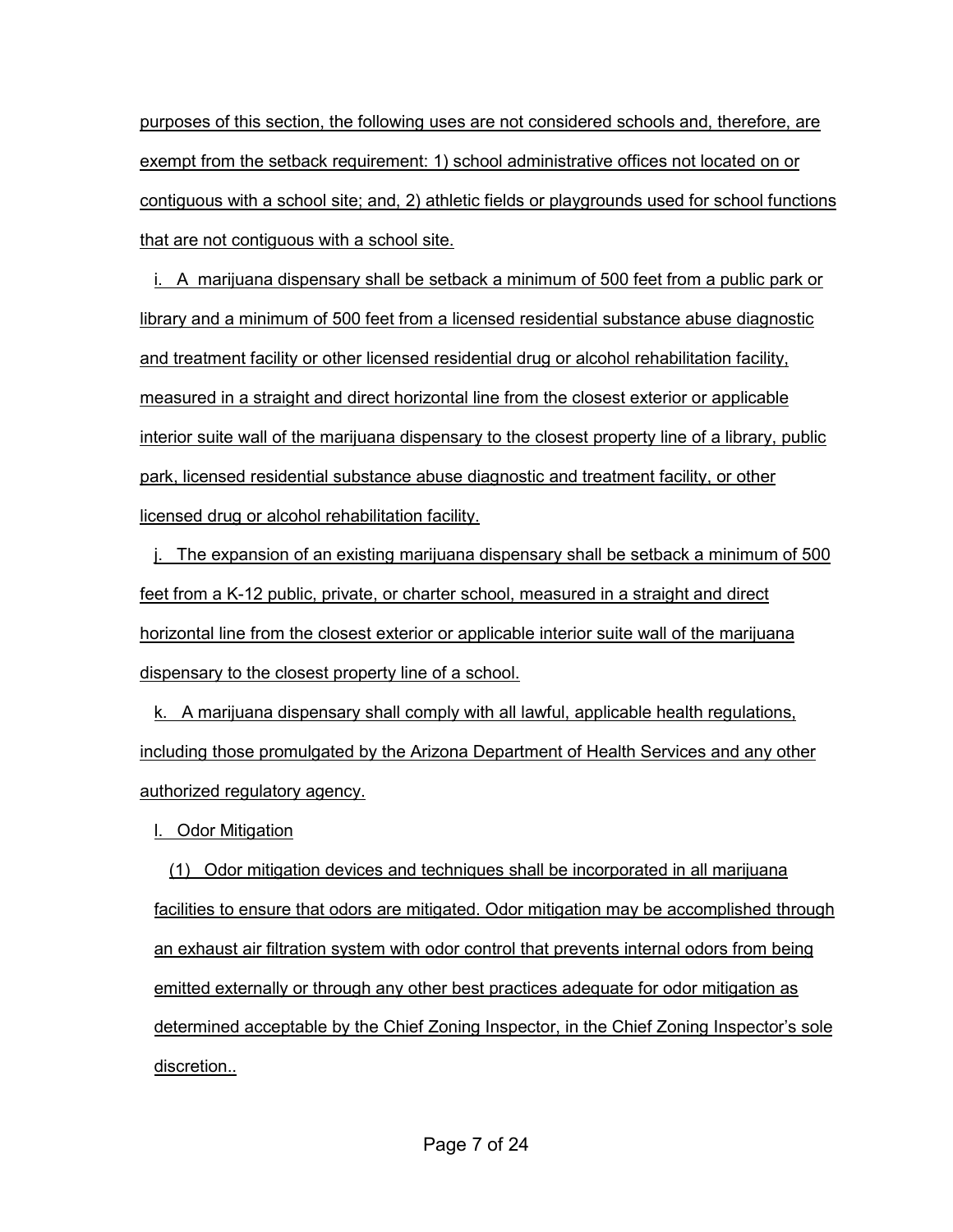purposes of this section, the following uses are not considered schools and, therefore, are exempt from the setback requirement: 1) school administrative offices not located on or contiguous with a school site; and, 2) athletic fields or playgrounds used for school functions that are not contiguous with a school site.

i. A marijuana dispensary shall be setback a minimum of 500 feet from a public park or library and a minimum of 500 feet from a licensed residential substance abuse diagnostic and treatment facility or other licensed residential drug or alcohol rehabilitation facility, measured in a straight and direct horizontal line from the closest exterior or applicable interior suite wall of the marijuana dispensary to the closest property line of a library, public park, licensed residential substance abuse diagnostic and treatment facility, or other licensed drug or alcohol rehabilitation facility.

j. The expansion of an existing marijuana dispensary shall be setback a minimum of 500 feet from a K-12 public, private, or charter school, measured in a straight and direct horizontal line from the closest exterior or applicable interior suite wall of the marijuana dispensary to the closest property line of a school.

k. A marijuana dispensary shall comply with all lawful, applicable health regulations, including those promulgated by the Arizona Department of Health Services and any other authorized regulatory agency.

l. Odor Mitigation

(1) Odor mitigation devices and techniques shall be incorporated in all marijuana facilities to ensure that odors are mitigated. Odor mitigation may be accomplished through an exhaust air filtration system with odor control that prevents internal odors from being emitted externally or through any other best practices adequate for odor mitigation as determined acceptable by the Chief Zoning Inspector, in the Chief Zoning Inspector's sole discretion..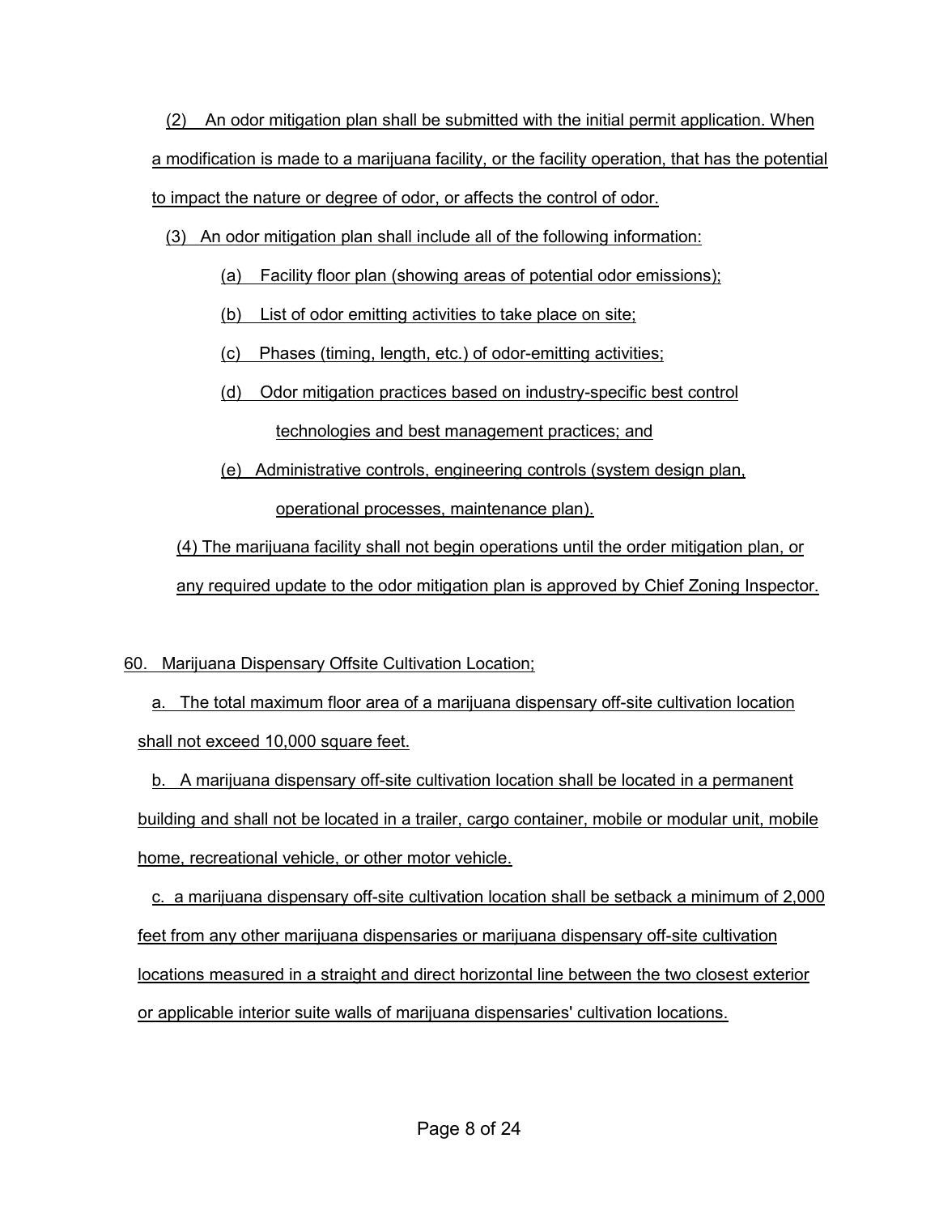(2) An odor mitigation plan shall be submitted with the initial permit application. When a modification is made to a marijuana facility, or the facility operation, that has the potential to impact the nature or degree of odor, or affects the control of odor.

(3) An odor mitigation plan shall include all of the following information:

(a) Facility floor plan (showing areas of potential odor emissions);

(b) List of odor emitting activities to take place on site;

(c) Phases (timing, length, etc.) of odor-emitting activities;

(d) Odor mitigation practices based on industry-specific best control technologies and best management practices; and

(e) Administrative controls, engineering controls (system design plan, operational processes, maintenance plan).

(4) The marijuana facility shall not begin operations until the order mitigation plan, or any required update to the odor mitigation plan is approved by Chief Zoning Inspector.

60. Marijuana Dispensary Offsite Cultivation Location;

a. The total maximum floor area of a marijuana dispensary off-site cultivation location shall not exceed 10,000 square feet.

b. A marijuana dispensary off-site cultivation location shall be located in a permanent building and shall not be located in a trailer, cargo container, mobile or modular unit, mobile home, recreational vehicle, or other motor vehicle.

c. a marijuana dispensary off-site cultivation location shall be setback a minimum of 2,000 feet from any other marijuana dispensaries or marijuana dispensary off-site cultivation locations measured in a straight and direct horizontal line between the two closest exterior or applicable interior suite walls of marijuana dispensaries' cultivation locations.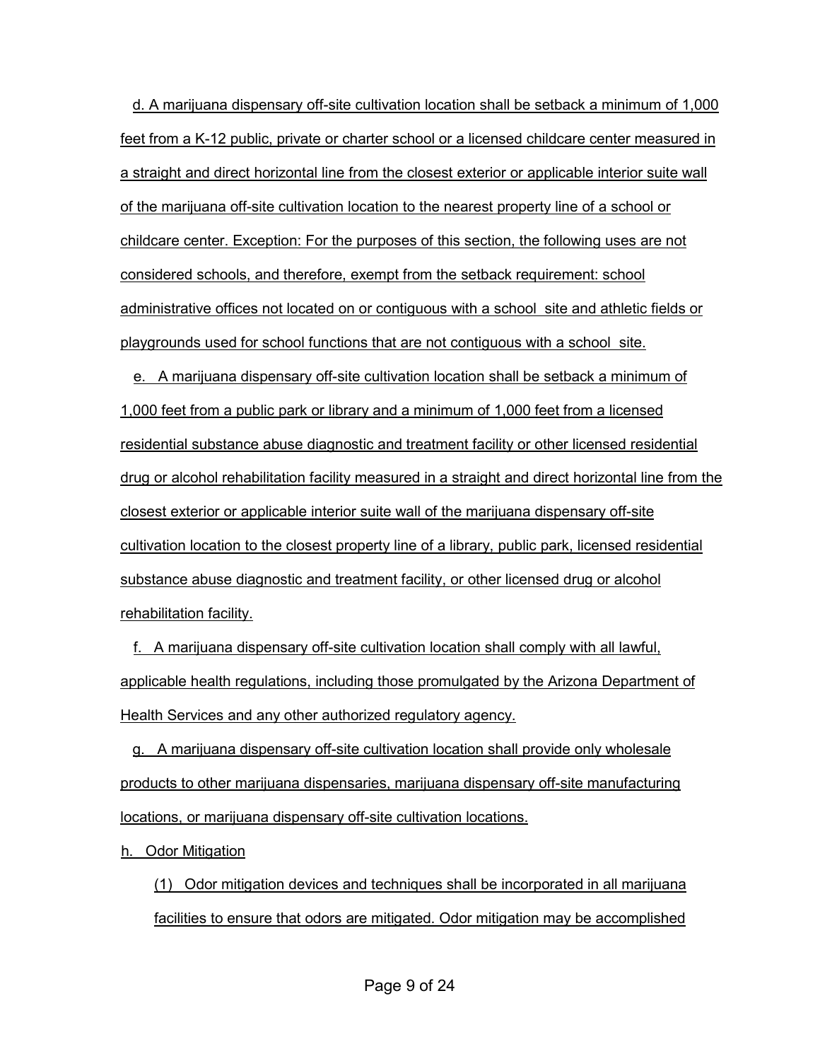d. A marijuana dispensary off-site cultivation location shall be setback a minimum of 1,000 feet from a K-12 public, private or charter school or a licensed childcare center measured in a straight and direct horizontal line from the closest exterior or applicable interior suite wall of the marijuana off-site cultivation location to the nearest property line of a school or childcare center. Exception: For the purposes of this section, the following uses are not considered schools, and therefore, exempt from the setback requirement: school administrative offices not located on or contiguous with a school site and athletic fields or playgrounds used for school functions that are not contiguous with a school site.

e. A marijuana dispensary off-site cultivation location shall be setback a minimum of 1,000 feet from a public park or library and a minimum of 1,000 feet from a licensed residential substance abuse diagnostic and treatment facility or other licensed residential drug or alcohol rehabilitation facility measured in a straight and direct horizontal line from the closest exterior or applicable interior suite wall of the marijuana dispensary off-site cultivation location to the closest property line of a library, public park, licensed residential substance abuse diagnostic and treatment facility, or other licensed drug or alcohol rehabilitation facility.

f. A marijuana dispensary off-site cultivation location shall comply with all lawful, applicable health regulations, including those promulgated by the Arizona Department of Health Services and any other authorized regulatory agency.

g. A marijuana dispensary off-site cultivation location shall provide only wholesale products to other marijuana dispensaries, marijuana dispensary off-site manufacturing locations, or marijuana dispensary off-site cultivation locations.

h. Odor Mitigation

(1) Odor mitigation devices and techniques shall be incorporated in all marijuana facilities to ensure that odors are mitigated. Odor mitigation may be accomplished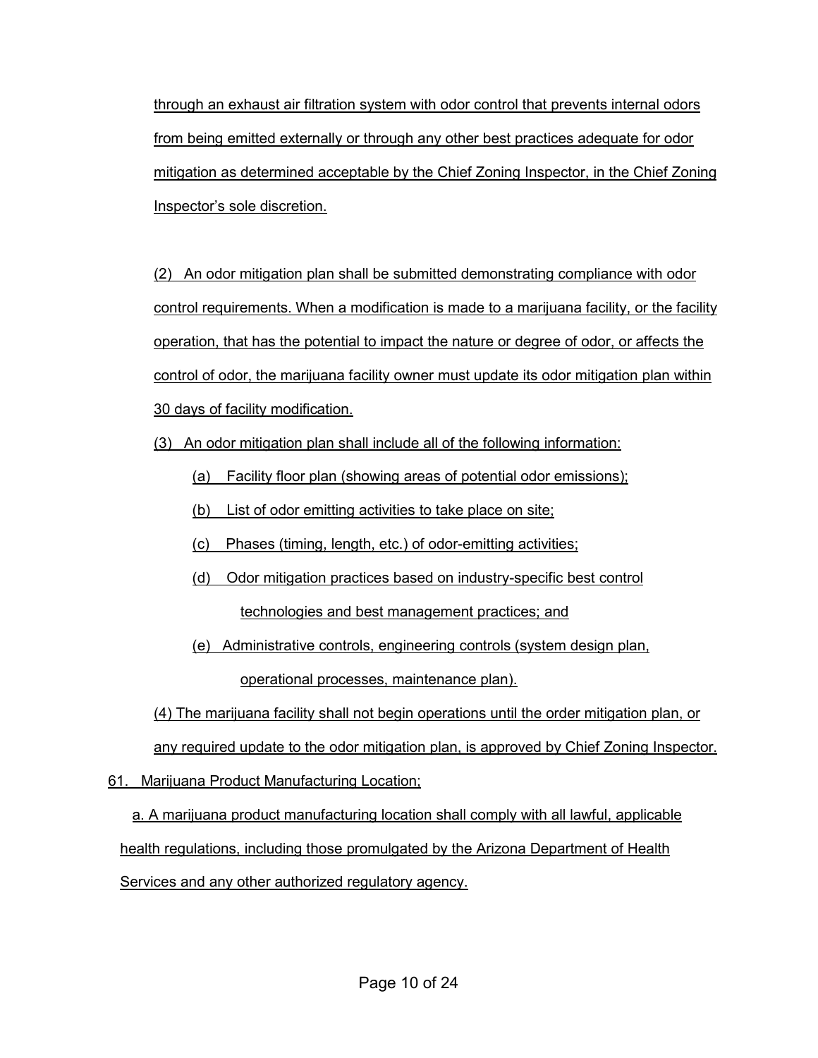through an exhaust air filtration system with odor control that prevents internal odors from being emitted externally or through any other best practices adequate for odor mitigation as determined acceptable by the Chief Zoning Inspector, in the Chief Zoning Inspector's sole discretion.

(2) An odor mitigation plan shall be submitted demonstrating compliance with odor control requirements. When a modification is made to a marijuana facility, or the facility operation, that has the potential to impact the nature or degree of odor, or affects the control of odor, the marijuana facility owner must update its odor mitigation plan within 30 days of facility modification.

(3) An odor mitigation plan shall include all of the following information:

(a) Facility floor plan (showing areas of potential odor emissions);

(b) List of odor emitting activities to take place on site;

(c) Phases (timing, length, etc.) of odor-emitting activities;

(d) Odor mitigation practices based on industry-specific best control technologies and best management practices; and

(e) Administrative controls, engineering controls (system design plan, operational processes, maintenance plan).

(4) The marijuana facility shall not begin operations until the order mitigation plan, or any required update to the odor mitigation plan, is approved by Chief Zoning Inspector.

61. Marijuana Product Manufacturing Location;

a. A marijuana product manufacturing location shall comply with all lawful, applicable health regulations, including those promulgated by the Arizona Department of Health Services and any other authorized regulatory agency.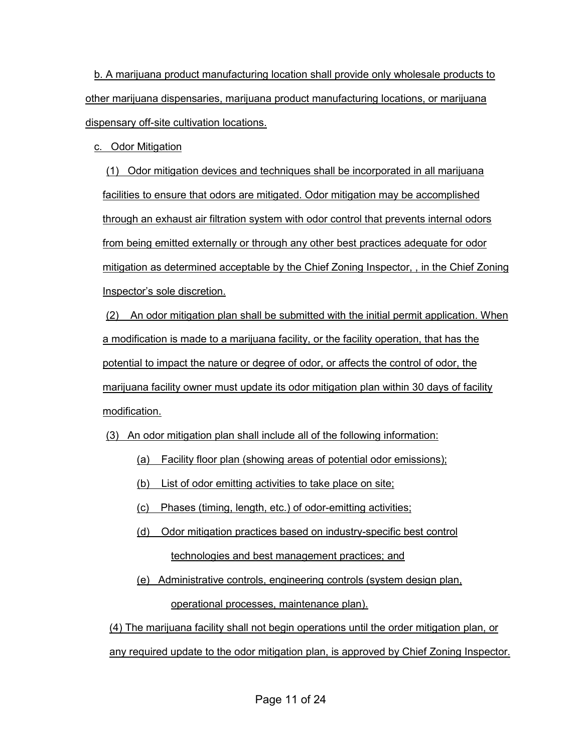b. A marijuana product manufacturing location shall provide only wholesale products to other marijuana dispensaries, marijuana product manufacturing locations, or marijuana dispensary off-site cultivation locations.

c. Odor Mitigation

(1) Odor mitigation devices and techniques shall be incorporated in all marijuana facilities to ensure that odors are mitigated. Odor mitigation may be accomplished through an exhaust air filtration system with odor control that prevents internal odors from being emitted externally or through any other best practices adequate for odor mitigation as determined acceptable by the Chief Zoning Inspector, , in the Chief Zoning Inspector's sole discretion.

(2) An odor mitigation plan shall be submitted with the initial permit application. When a modification is made to a marijuana facility, or the facility operation, that has the potential to impact the nature or degree of odor, or affects the control of odor, the marijuana facility owner must update its odor mitigation plan within 30 days of facility modification.

(3) An odor mitigation plan shall include all of the following information:

(a) Facility floor plan (showing areas of potential odor emissions);

(b) List of odor emitting activities to take place on site;

(c) Phases (timing, length, etc.) of odor-emitting activities;

(d) Odor mitigation practices based on industry-specific best control technologies and best management practices; and

(e) Administrative controls, engineering controls (system design plan, operational processes, maintenance plan).

(4) The marijuana facility shall not begin operations until the order mitigation plan, or any required update to the odor mitigation plan, is approved by Chief Zoning Inspector.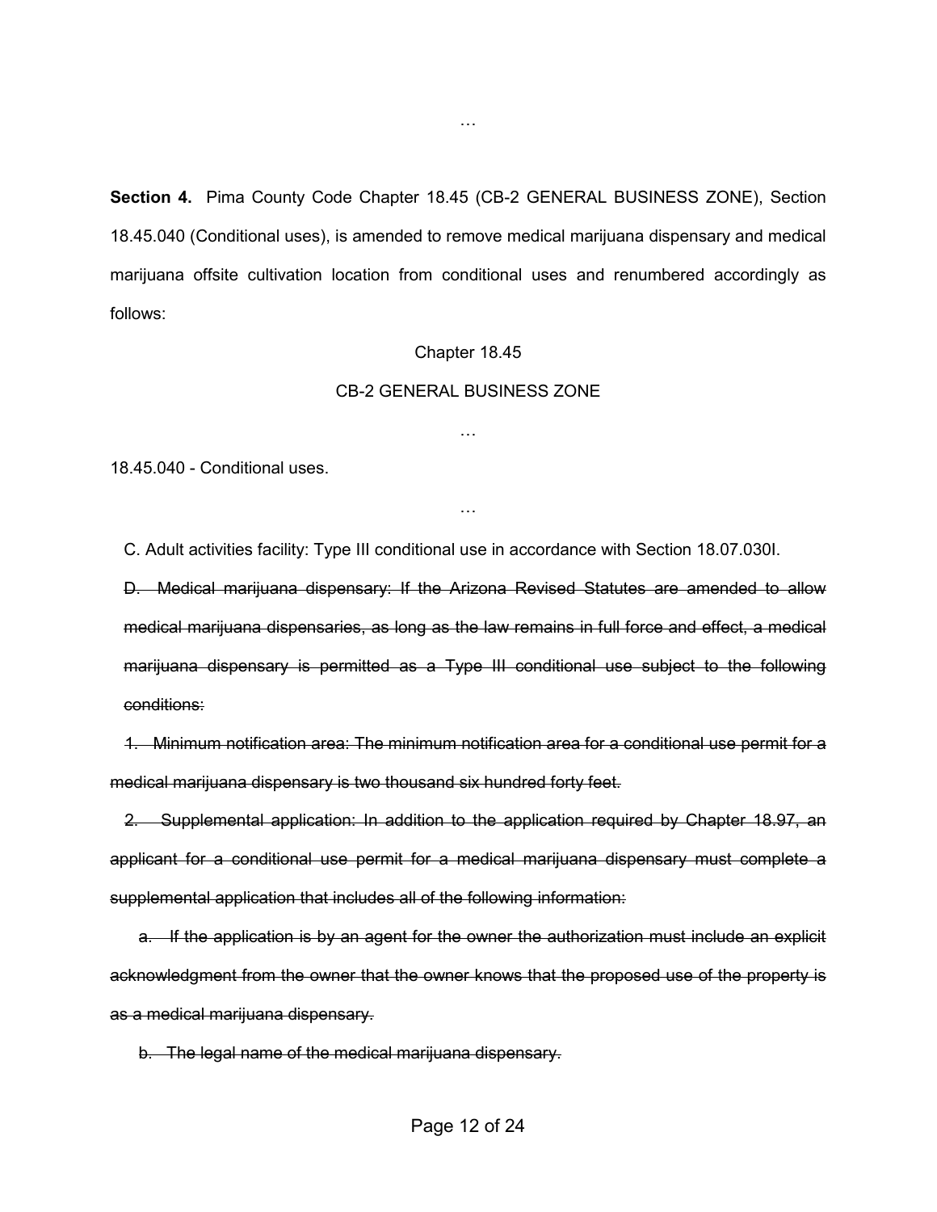…

**Section 4.** Pima County Code Chapter 18.45 (CB-2 GENERAL BUSINESS ZONE), Section 18.45.040 (Conditional uses), is amended to remove medical marijuana dispensary and medical marijuana offsite cultivation location from conditional uses and renumbered accordingly as follows:

Chapter 18.45

CB-2 GENERAL BUSINESS ZONE

…

18.45.040 - Conditional uses.

…

C. Adult activities facility: Type III conditional use in accordance with Section 18.07.030I.

~~D. Medical marijuana dispensary: If the Arizona Revised Statutes are amended to allow medical marijuana dispensaries, as long as the law remains in full force and effect, a medical marijuana dispensary is permitted as a Type III conditional use subject to the following conditions:~~

~~1. Minimum notification area: The minimum notification area for a conditional use permit for a medical marijuana dispensary is two thousand six hundred forty feet.~~

~~2. Supplemental application: In addition to the application required by Chapter 18.97, an applicant for a conditional use permit for a medical marijuana dispensary must complete a supplemental application that includes all of the following information:~~

~~a. If the application is by an agent for the owner the authorization must include an explicit acknowledgment from the owner that the owner knows that the proposed use of the property is as a medical marijuana dispensary.~~

~~b. The legal name of the medical marijuana dispensary.~~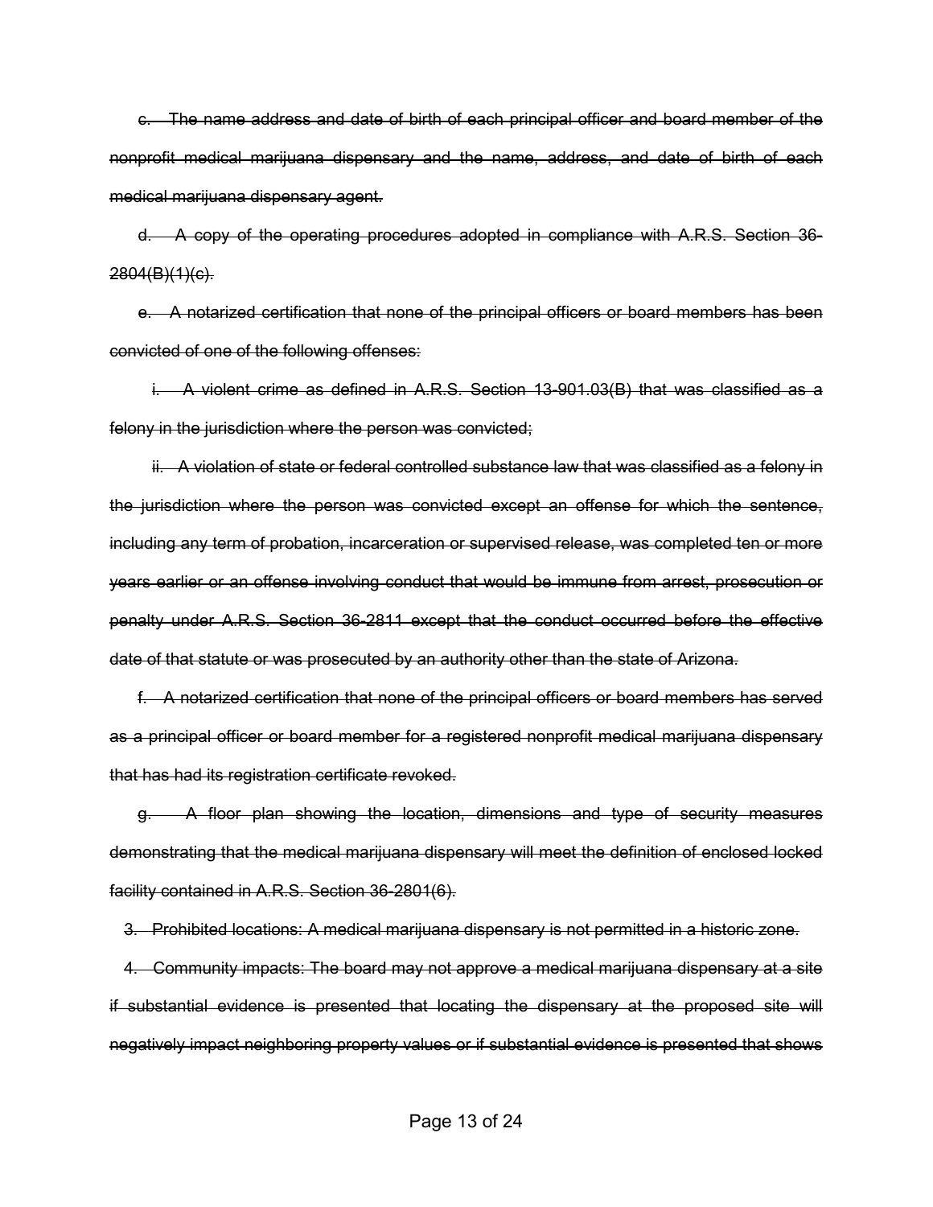~~c. The name address and date of birth of each principal officer and board member of the nonprofit medical marijuana dispensary and the name, address, and date of birth of each medical marijuana dispensary agent.~~

~~d. A copy of the operating procedures adopted in compliance with A.R.S. Section 36-2804(B)(1)(c).~~

~~e. A notarized certification that none of the principal officers or board members has been convicted of one of the following offenses:~~

~~i. A violent crime as defined in A.R.S. Section 13-901.03(B) that was classified as a felony in the jurisdiction where the person was convicted;~~

~~ii. A violation of state or federal controlled substance law that was classified as a felony in the jurisdiction where the person was convicted except an offense for which the sentence, including any term of probation, incarceration or supervised release, was completed ten or more years earlier or an offense involving conduct that would be immune from arrest, prosecution or penalty under A.R.S. Section 36-2811 except that the conduct occurred before the effective date of that statute or was prosecuted by an authority other than the state of Arizona.~~

~~f. A notarized certification that none of the principal officers or board members has served as a principal officer or board member for a registered nonprofit medical marijuana dispensary that has had its registration certificate revoked.~~

~~g. A floor plan showing the location, dimensions and type of security measures demonstrating that the medical marijuana dispensary will meet the definition of enclosed locked facility contained in A.R.S. Section 36-2801(6).~~

~~3. Prohibited locations: A medical marijuana dispensary is not permitted in a historic zone.~~

~~4. Community impacts: The board may not approve a medical marijuana dispensary at a site if substantial evidence is presented that locating the dispensary at the proposed site will negatively impact neighboring property values or if substantial evidence is presented that shows~~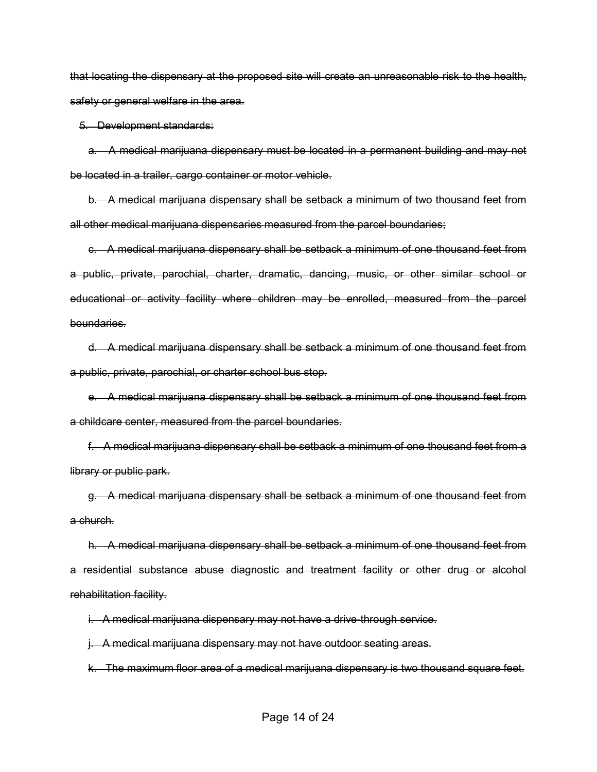~~that locating the dispensary at the proposed site will create an unreasonable risk to the health, safety or general welfare in the area.~~

~~5. Development standards:~~

~~a. A medical marijuana dispensary must be located in a permanent building and may not be located in a trailer, cargo container or motor vehicle.~~

~~b. A medical marijuana dispensary shall be setback a minimum of two thousand feet from all other medical marijuana dispensaries measured from the parcel boundaries;~~

~~c. A medical marijuana dispensary shall be setback a minimum of one thousand feet from a public, private, parochial, charter, dramatic, dancing, music, or other similar school or educational or activity facility where children may be enrolled, measured from the parcel boundaries.~~

~~d. A medical marijuana dispensary shall be setback a minimum of one thousand feet from a public, private, parochial, or charter school bus stop.~~

~~e. A medical marijuana dispensary shall be setback a minimum of one thousand feet from a childcare center, measured from the parcel boundaries.~~

~~f. A medical marijuana dispensary shall be setback a minimum of one thousand feet from a library or public park.~~

~~g. A medical marijuana dispensary shall be setback a minimum of one thousand feet from a church.~~

~~h. A medical marijuana dispensary shall be setback a minimum of one thousand feet from a residential substance abuse diagnostic and treatment facility or other drug or alcohol rehabilitation facility.~~

~~i. A medical marijuana dispensary may not have a drive-through service.~~

~~j. A medical marijuana dispensary may not have outdoor seating areas.~~

~~k. The maximum floor area of a medical marijuana dispensary is two thousand square feet.~~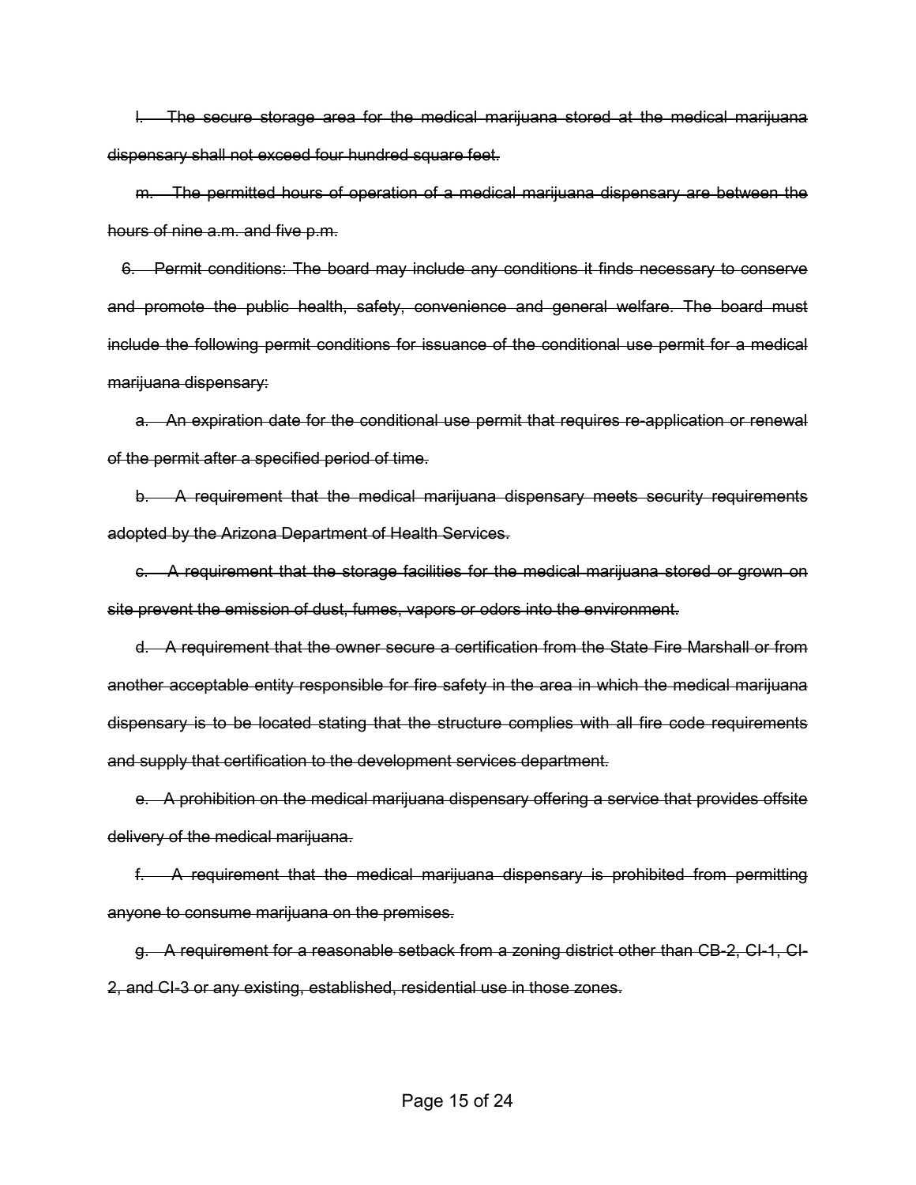~~l. The secure storage area for the medical marijuana stored at the medical marijuana dispensary shall not exceed four hundred square feet.~~

~~m. The permitted hours of operation of a medical marijuana dispensary are between the hours of nine a.m. and five p.m.~~

~~6. Permit conditions: The board may include any conditions it finds necessary to conserve and promote the public health, safety, convenience and general welfare. The board must include the following permit conditions for issuance of the conditional use permit for a medical marijuana dispensary:~~

~~a. An expiration date for the conditional use permit that requires re-application or renewal of the permit after a specified period of time.~~

~~b. A requirement that the medical marijuana dispensary meets security requirements adopted by the Arizona Department of Health Services.~~

~~c. A requirement that the storage facilities for the medical marijuana stored or grown on site prevent the emission of dust, fumes, vapors or odors into the environment.~~

~~d. A requirement that the owner secure a certification from the State Fire Marshall or from another acceptable entity responsible for fire safety in the area in which the medical marijuana dispensary is to be located stating that the structure complies with all fire code requirements and supply that certification to the development services department.~~

~~e. A prohibition on the medical marijuana dispensary offering a service that provides offsite delivery of the medical marijuana.~~

~~f. A requirement that the medical marijuana dispensary is prohibited from permitting anyone to consume marijuana on the premises.~~

~~g. A requirement for a reasonable setback from a zoning district other than CB-2, CI-1, CI-2, and CI-3 or any existing, established, residential use in those zones.~~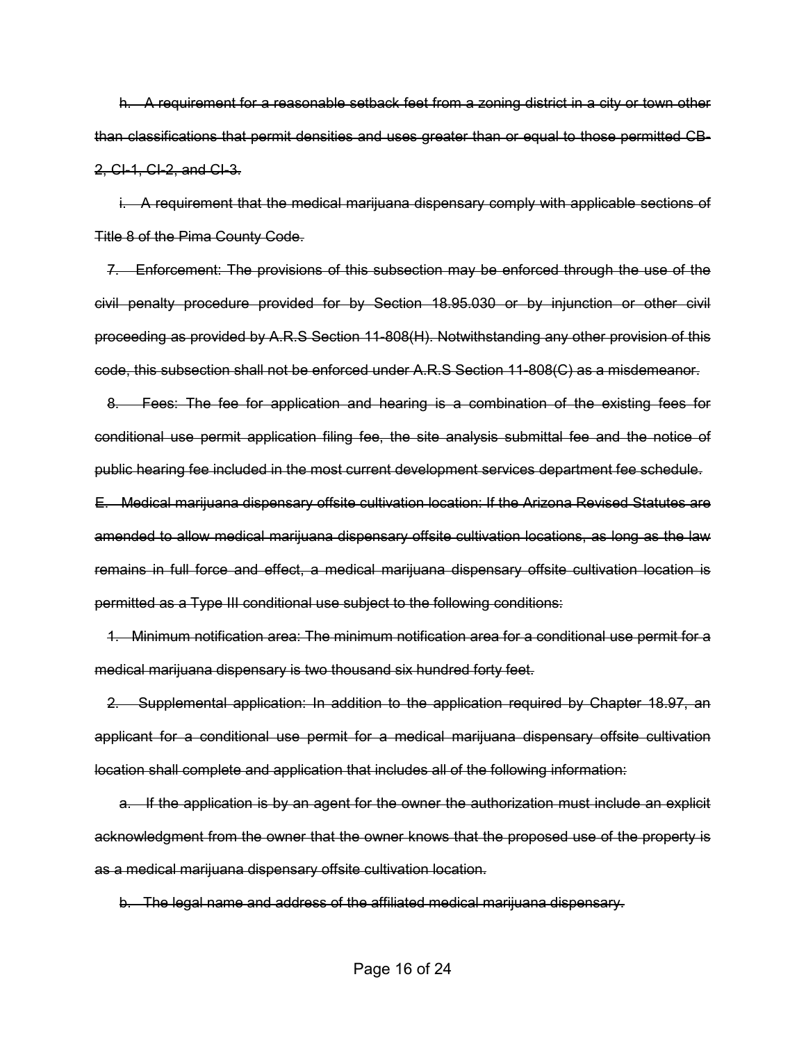~~h. A requirement for a reasonable setback feet from a zoning district in a city or town other than classifications that permit densities and uses greater than or equal to those permitted CB-2, CI-1, CI-2, and CI-3.~~

~~i. A requirement that the medical marijuana dispensary comply with applicable sections of Title 8 of the Pima County Code.~~

~~7. Enforcement: The provisions of this subsection may be enforced through the use of the civil penalty procedure provided for by Section 18.95.030 or by injunction or other civil proceeding as provided by A.R.S Section 11-808(H). Notwithstanding any other provision of this code, this subsection shall not be enforced under A.R.S Section 11-808(C) as a misdemeanor.~~

~~8. Fees: The fee for application and hearing is a combination of the existing fees for conditional use permit application filing fee, the site analysis submittal fee and the notice of public hearing fee included in the most current development services department fee schedule.~~

~~E. Medical marijuana dispensary offsite cultivation location: If the Arizona Revised Statutes are amended to allow medical marijuana dispensary offsite cultivation locations, as long as the law remains in full force and effect, a medical marijuana dispensary offsite cultivation location is permitted as a Type III conditional use subject to the following conditions:~~

~~1. Minimum notification area: The minimum notification area for a conditional use permit for a medical marijuana dispensary is two thousand six hundred forty feet.~~

~~2. Supplemental application: In addition to the application required by Chapter 18.97, an applicant for a conditional use permit for a medical marijuana dispensary offsite cultivation location shall complete and application that includes all of the following information:~~

~~a. If the application is by an agent for the owner the authorization must include an explicit acknowledgment from the owner that the owner knows that the proposed use of the property is as a medical marijuana dispensary offsite cultivation location.~~

~~b. The legal name and address of the affiliated medical marijuana dispensary.~~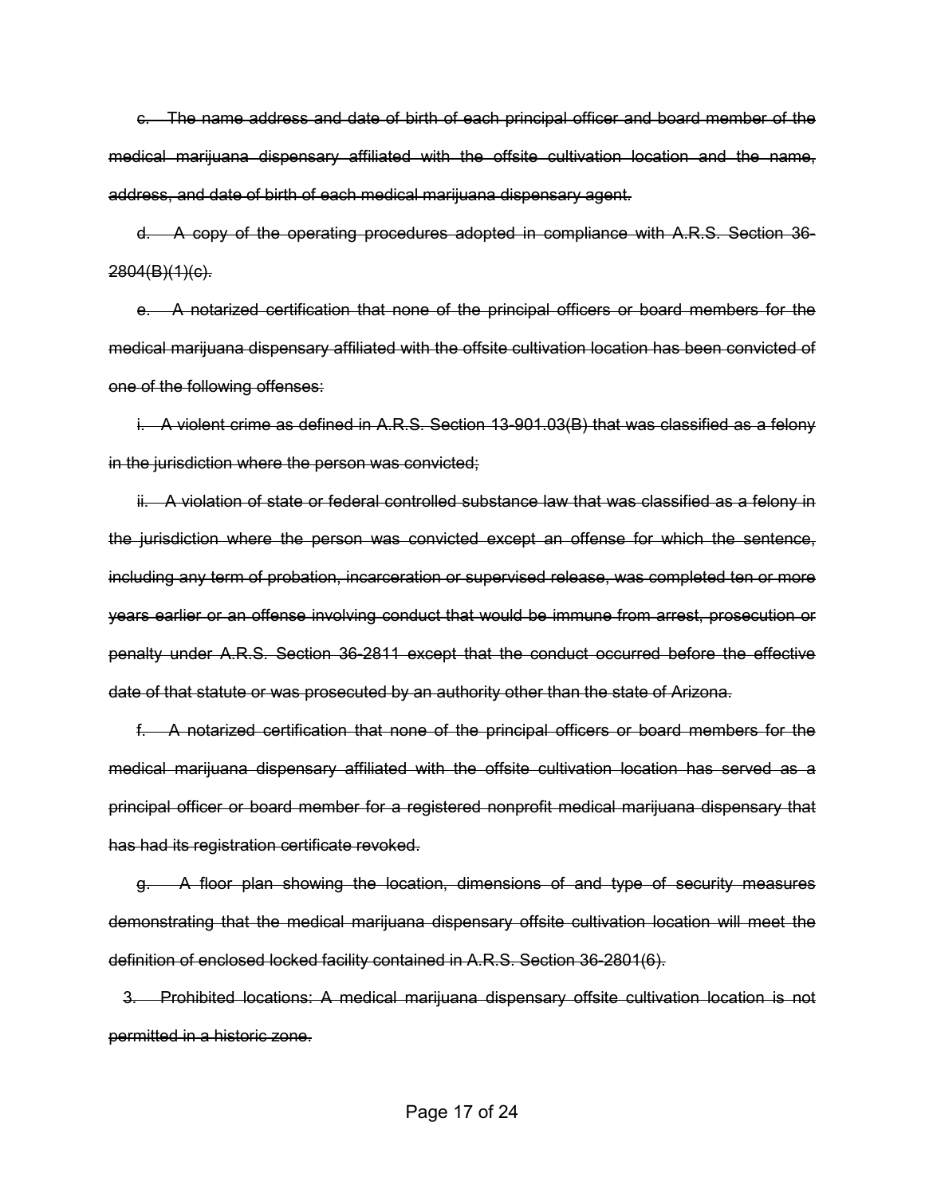~~c. The name address and date of birth of each principal officer and board member of the medical marijuana dispensary affiliated with the offsite cultivation location and the name, address, and date of birth of each medical marijuana dispensary agent.~~

~~d. A copy of the operating procedures adopted in compliance with A.R.S. Section 36-2804(B)(1)(c).~~

~~e. A notarized certification that none of the principal officers or board members for the medical marijuana dispensary affiliated with the offsite cultivation location has been convicted of one of the following offenses:~~

~~i. A violent crime as defined in A.R.S. Section 13-901.03(B) that was classified as a felony in the jurisdiction where the person was convicted;~~

~~ii. A violation of state or federal controlled substance law that was classified as a felony in the jurisdiction where the person was convicted except an offense for which the sentence, including any term of probation, incarceration or supervised release, was completed ten or more years earlier or an offense involving conduct that would be immune from arrest, prosecution or penalty under A.R.S. Section 36-2811 except that the conduct occurred before the effective date of that statute or was prosecuted by an authority other than the state of Arizona.~~

~~f. A notarized certification that none of the principal officers or board members for the medical marijuana dispensary affiliated with the offsite cultivation location has served as a principal officer or board member for a registered nonprofit medical marijuana dispensary that has had its registration certificate revoked.~~

~~g. A floor plan showing the location, dimensions of and type of security measures demonstrating that the medical marijuana dispensary offsite cultivation location will meet the definition of enclosed locked facility contained in A.R.S. Section 36-2801(6).~~

~~3. Prohibited locations: A medical marijuana dispensary offsite cultivation location is not permitted in a historic zone.~~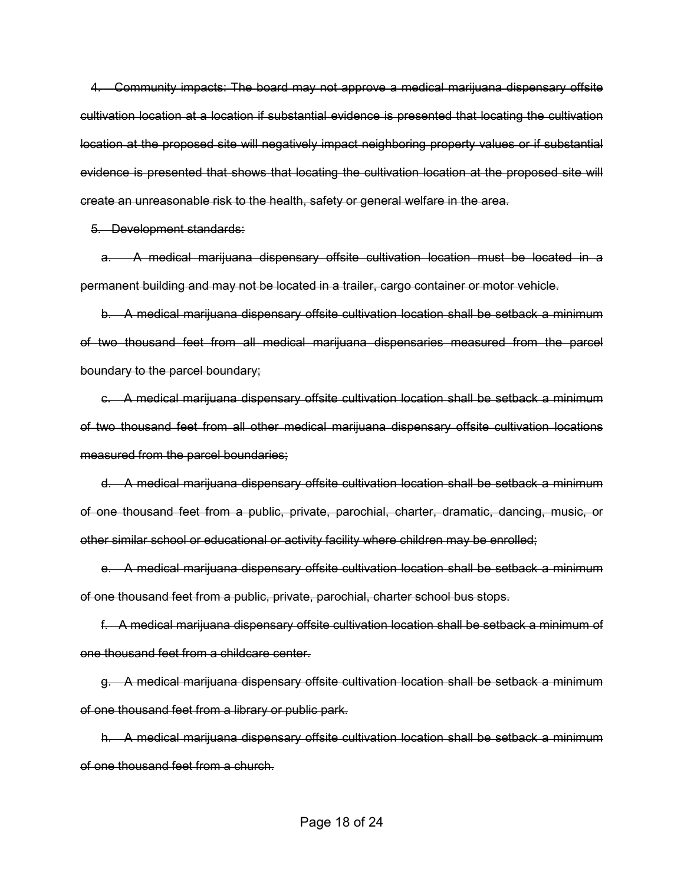~~4. Community impacts: The board may not approve a medical marijuana dispensary offsite cultivation location at a location if substantial evidence is presented that locating the cultivation location at the proposed site will negatively impact neighboring property values or if substantial evidence is presented that shows that locating the cultivation location at the proposed site will create an unreasonable risk to the health, safety or general welfare in the area.~~

~~5. Development standards:~~

~~a. A medical marijuana dispensary offsite cultivation location must be located in a permanent building and may not be located in a trailer, cargo container or motor vehicle.~~

~~b. A medical marijuana dispensary offsite cultivation location shall be setback a minimum of two thousand feet from all medical marijuana dispensaries measured from the parcel boundary to the parcel boundary;~~

~~c. A medical marijuana dispensary offsite cultivation location shall be setback a minimum of two thousand feet from all other medical marijuana dispensary offsite cultivation locations measured from the parcel boundaries;~~

~~d. A medical marijuana dispensary offsite cultivation location shall be setback a minimum of one thousand feet from a public, private, parochial, charter, dramatic, dancing, music, or other similar school or educational or activity facility where children may be enrolled;~~

~~e. A medical marijuana dispensary offsite cultivation location shall be setback a minimum of one thousand feet from a public, private, parochial, charter school bus stops.~~

~~f. A medical marijuana dispensary offsite cultivation location shall be setback a minimum of one thousand feet from a childcare center.~~

~~g. A medical marijuana dispensary offsite cultivation location shall be setback a minimum of one thousand feet from a library or public park.~~

~~h. A medical marijuana dispensary offsite cultivation location shall be setback a minimum of one thousand feet from a church.~~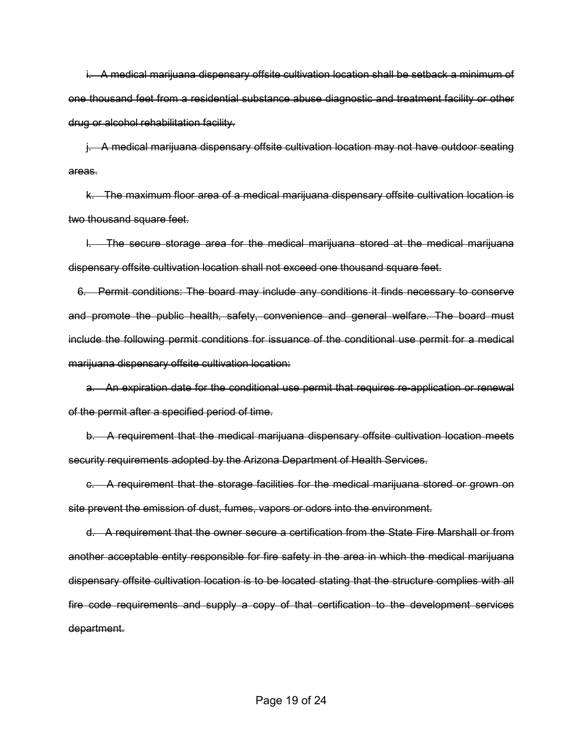~~i. A medical marijuana dispensary offsite cultivation location shall be setback a minimum of one thousand feet from a residential substance abuse diagnostic and treatment facility or other drug or alcohol rehabilitation facility.~~

~~j. A medical marijuana dispensary offsite cultivation location may not have outdoor seating areas.~~

~~k. The maximum floor area of a medical marijuana dispensary offsite cultivation location is two thousand square feet.~~

~~l. The secure storage area for the medical marijuana stored at the medical marijuana dispensary offsite cultivation location shall not exceed one thousand square feet.~~

~~6. Permit conditions: The board may include any conditions it finds necessary to conserve and promote the public health, safety, convenience and general welfare. The board must include the following permit conditions for issuance of the conditional use permit for a medical marijuana dispensary offsite cultivation location:~~

~~a. An expiration date for the conditional use permit that requires re-application or renewal of the permit after a specified period of time.~~

~~b. A requirement that the medical marijuana dispensary offsite cultivation location meets security requirements adopted by the Arizona Department of Health Services.~~

~~c. A requirement that the storage facilities for the medical marijuana stored or grown on site prevent the emission of dust, fumes, vapors or odors into the environment.~~

~~d. A requirement that the owner secure a certification from the State Fire Marshall or from another acceptable entity responsible for fire safety in the area in which the medical marijuana dispensary offsite cultivation location is to be located stating that the structure complies with all fire code requirements and supply a copy of that certification to the development services department.~~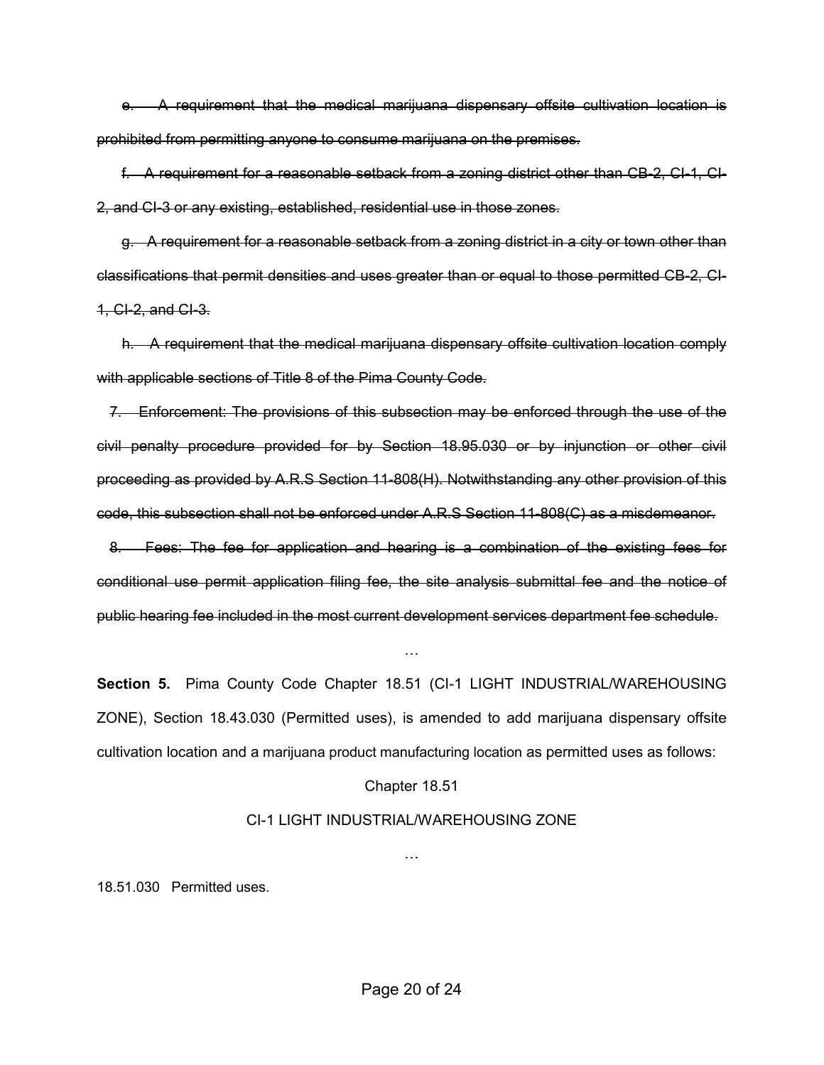~~e. A requirement that the medical marijuana dispensary offsite cultivation location is prohibited from permitting anyone to consume marijuana on the premises.~~

~~f. A requirement for a reasonable setback from a zoning district other than CB-2, CI-1, CI-2, and CI-3 or any existing, established, residential use in those zones.~~

~~g. A requirement for a reasonable setback from a zoning district in a city or town other than classifications that permit densities and uses greater than or equal to those permitted CB-2, CI-1, CI-2, and CI-3.~~

~~h. A requirement that the medical marijuana dispensary offsite cultivation location comply with applicable sections of Title 8 of the Pima County Code.~~

~~7. Enforcement: The provisions of this subsection may be enforced through the use of the civil penalty procedure provided for by Section 18.95.030 or by injunction or other civil proceeding as provided by A.R.S Section 11-808(H). Notwithstanding any other provision of this code, this subsection shall not be enforced under A.R.S Section 11-808(C) as a misdemeanor.~~

~~8. Fees: The fee for application and hearing is a combination of the existing fees for conditional use permit application filing fee, the site analysis submittal fee and the notice of public hearing fee included in the most current development services department fee schedule.~~

…

**Section 5.** Pima County Code Chapter 18.51 (CI-1 LIGHT INDUSTRIAL/WAREHOUSING ZONE), Section 18.43.030 (Permitted uses), is amended to add marijuana dispensary offsite cultivation location and a marijuana product manufacturing location as permitted uses as follows:

Chapter 18.51

CI-1 LIGHT INDUSTRIAL/WAREHOUSING ZONE

…

18.51.030 Permitted uses.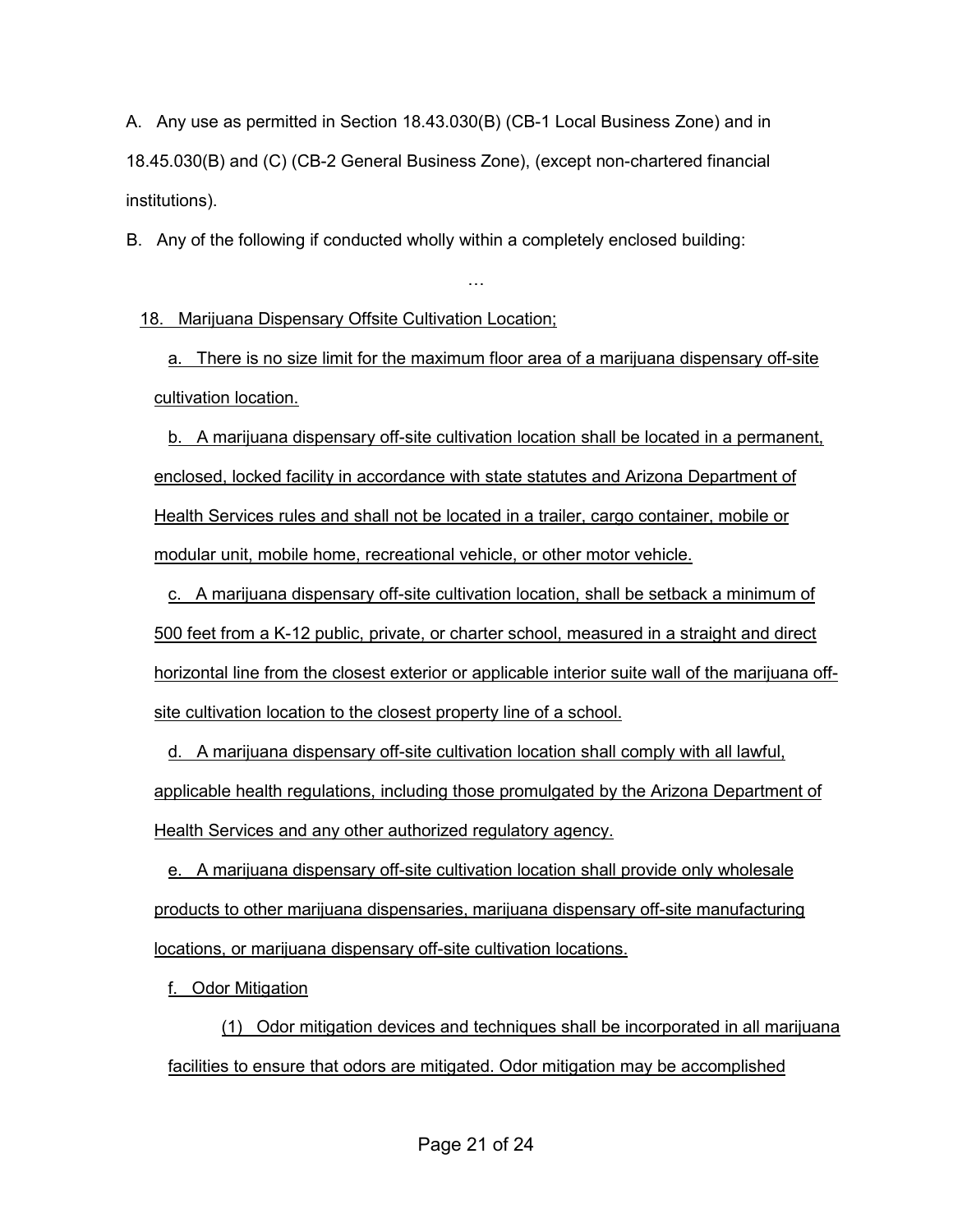A. Any use as permitted in Section 18.43.030(B) (CB-1 Local Business Zone) and in 18.45.030(B) and (C) (CB-2 General Business Zone), (except non-chartered financial institutions).

B. Any of the following if conducted wholly within a completely enclosed building:

…

18. Marijuana Dispensary Offsite Cultivation Location;

a. There is no size limit for the maximum floor area of a marijuana dispensary off-site cultivation location.

b. A marijuana dispensary off-site cultivation location shall be located in a permanent, enclosed, locked facility in accordance with state statutes and Arizona Department of Health Services rules and shall not be located in a trailer, cargo container, mobile or modular unit, mobile home, recreational vehicle, or other motor vehicle.

c. A marijuana dispensary off-site cultivation location, shall be setback a minimum of 500 feet from a K-12 public, private, or charter school, measured in a straight and direct horizontal line from the closest exterior or applicable interior suite wall of the marijuana off-site cultivation location to the closest property line of a school.

d. A marijuana dispensary off-site cultivation location shall comply with all lawful, applicable health regulations, including those promulgated by the Arizona Department of Health Services and any other authorized regulatory agency.

e. A marijuana dispensary off-site cultivation location shall provide only wholesale products to other marijuana dispensaries, marijuana dispensary off-site manufacturing locations, or marijuana dispensary off-site cultivation locations.

f. Odor Mitigation

(1) Odor mitigation devices and techniques shall be incorporated in all marijuana facilities to ensure that odors are mitigated. Odor mitigation may be accomplished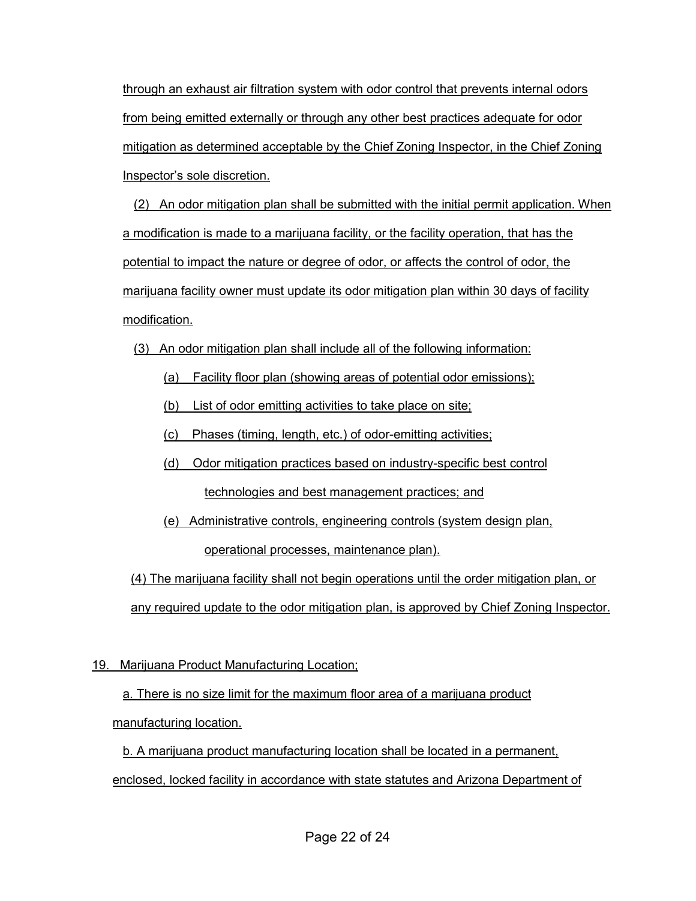through an exhaust air filtration system with odor control that prevents internal odors from being emitted externally or through any other best practices adequate for odor mitigation as determined acceptable by the Chief Zoning Inspector, in the Chief Zoning Inspector's sole discretion.

(2) An odor mitigation plan shall be submitted with the initial permit application. When a modification is made to a marijuana facility, or the facility operation, that has the potential to impact the nature or degree of odor, or affects the control of odor, the marijuana facility owner must update its odor mitigation plan within 30 days of facility modification.

(3) An odor mitigation plan shall include all of the following information:

(a) Facility floor plan (showing areas of potential odor emissions);

(b) List of odor emitting activities to take place on site;

(c) Phases (timing, length, etc.) of odor-emitting activities;

(d) Odor mitigation practices based on industry-specific best control technologies and best management practices; and

(e) Administrative controls, engineering controls (system design plan, operational processes, maintenance plan).

(4) The marijuana facility shall not begin operations until the order mitigation plan, or any required update to the odor mitigation plan, is approved by Chief Zoning Inspector.

19. Marijuana Product Manufacturing Location;

a. There is no size limit for the maximum floor area of a marijuana product manufacturing location.

b. A marijuana product manufacturing location shall be located in a permanent, enclosed, locked facility in accordance with state statutes and Arizona Department of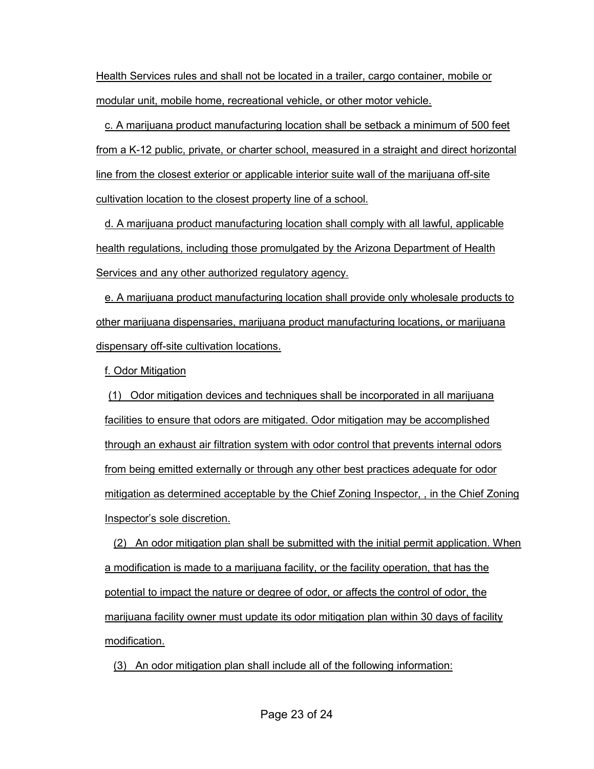Health Services rules and shall not be located in a trailer, cargo container, mobile or modular unit, mobile home, recreational vehicle, or other motor vehicle.

c. A marijuana product manufacturing location shall be setback a minimum of 500 feet from a K-12 public, private, or charter school, measured in a straight and direct horizontal line from the closest exterior or applicable interior suite wall of the marijuana off-site cultivation location to the closest property line of a school.

d. A marijuana product manufacturing location shall comply with all lawful, applicable health regulations, including those promulgated by the Arizona Department of Health Services and any other authorized regulatory agency.

e. A marijuana product manufacturing location shall provide only wholesale products to other marijuana dispensaries, marijuana product manufacturing locations, or marijuana dispensary off-site cultivation locations.

f. Odor Mitigation

(1) Odor mitigation devices and techniques shall be incorporated in all marijuana facilities to ensure that odors are mitigated. Odor mitigation may be accomplished through an exhaust air filtration system with odor control that prevents internal odors from being emitted externally or through any other best practices adequate for odor mitigation as determined acceptable by the Chief Zoning Inspector, , in the Chief Zoning Inspector's sole discretion.

(2) An odor mitigation plan shall be submitted with the initial permit application. When a modification is made to a marijuana facility, or the facility operation, that has the potential to impact the nature or degree of odor, or affects the control of odor, the marijuana facility owner must update its odor mitigation plan within 30 days of facility modification.

(3) An odor mitigation plan shall include all of the following information: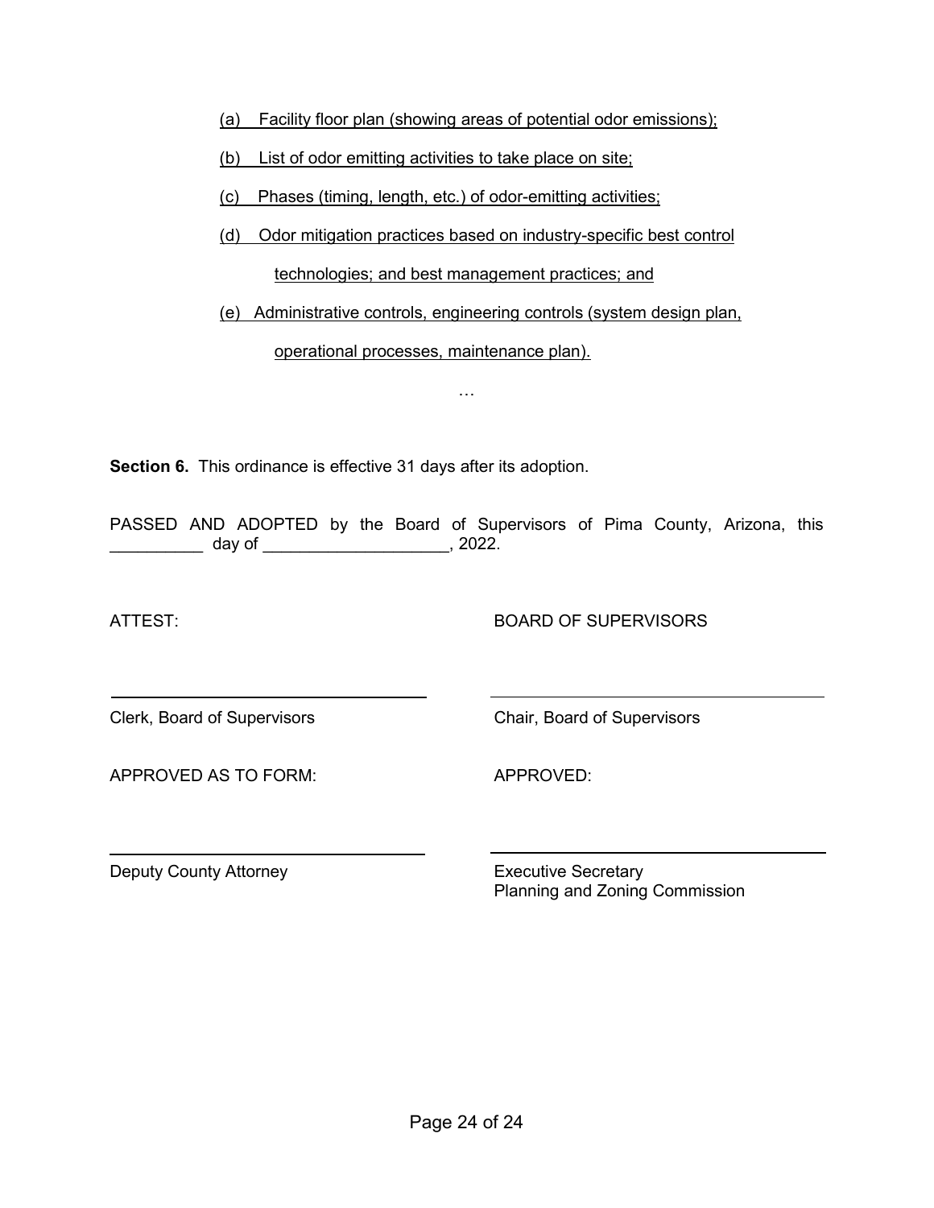(a) Facility floor plan (showing areas of potential odor emissions);

(b) List of odor emitting activities to take place on site;

(c) Phases (timing, length, etc.) of odor-emitting activities;

(d) Odor mitigation practices based on industry-specific best control technologies; and best management practices; and

(e) Administrative controls, engineering controls (system design plan, operational processes, maintenance plan).

…

**Section 6.** This ordinance is effective 31 days after its adoption.

PASSED AND ADOPTED by the Board of Supervisors of Pima County, Arizona, this __________ day of ____________________, 2022.

ATTEST:

______________________________

Clerk, Board of Supervisors

BOARD OF SUPERVISORS

______________________________

Chair, Board of Supervisors

APPROVED AS TO FORM:

______________________________

Deputy County Attorney

APPROVED:

______________________________

Executive Secretary
Planning and Zoning Commission